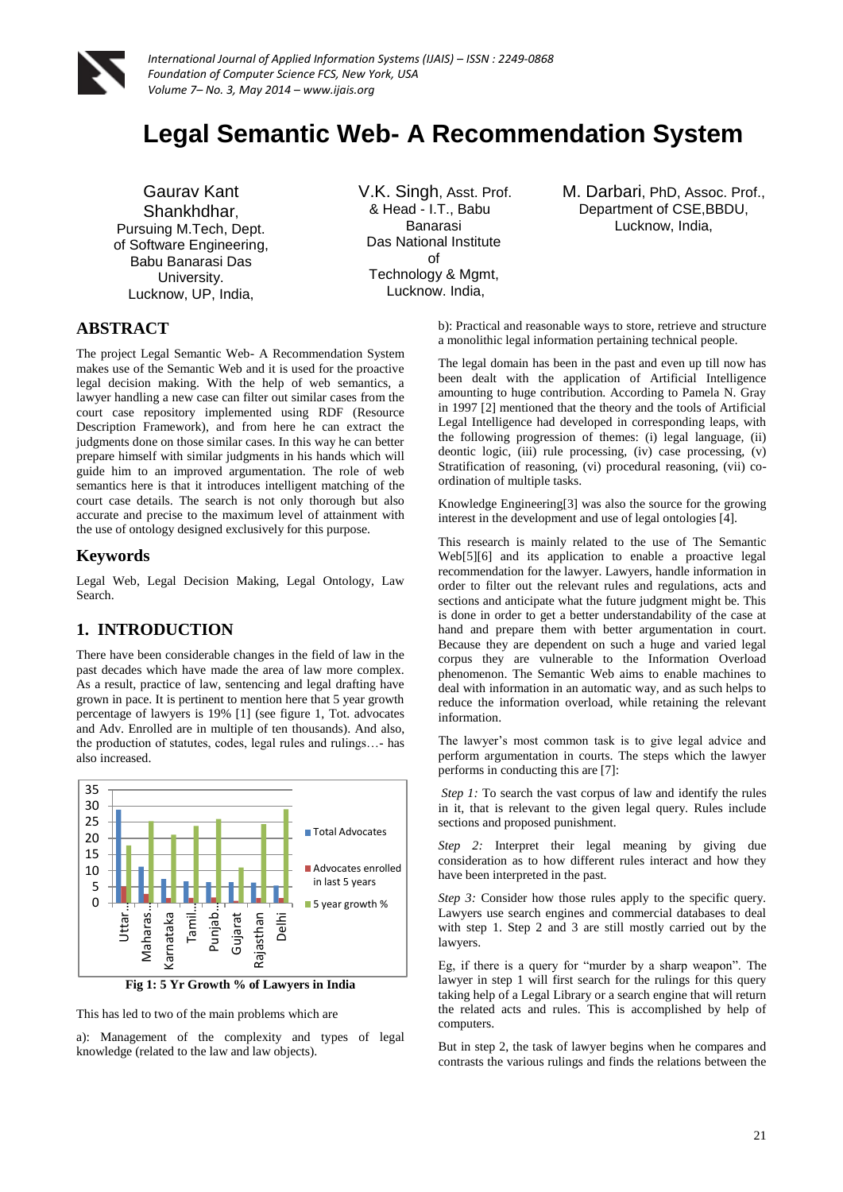# Legal Semantic Web- A Recommendation System

Gaurav Kant Shankhdhar, Pursuing M.Tech, Dept. of Software Engineering, Babu Banarasi Das University. Lucknow, UP, India,

V.K. Singh, Asst. Prof. & Head - I.T., Babu Banarasi Das National Institute of Technology & Mgmt, Lucknow. India,

M. Darbari, PhD, Assoc. Prof., Department of CSE,BBDU, Lucknow, India,

## ABSTRACT

The project Legal Semantic Web- A Recommendation System makes use of the Semantic Web and it is used for the proactive legal decision making. With the help of web semantics, a lawyer handling a new case can filter out similar cases from the court case repository implemented using RDF (Resource Description Framework), and from here he can extract the judgments done on those similar cases. In this way he can better prepare himself with similar judgments in his hands which will guide him to an improved argumentation. The role of web semantics here is that it introduces intelligent matching of the court case details. The search is not only thorough but also accurate and precise to the maximum level of attainment with the use of ontology designed exclusively for this purpose.

## Keywords

Legal Web, Legal Decision Making, Legal Ontology, Law Search.

## 1. INTRODUCTION

There have been considerable changes in the field of law in the past decades which have made the area of law more complex. As a result, practice of law, sentencing and legal drafting have grown in pace. It is pertinent to mention here that 5 year growth percentage of lawyers is 19% [1] (see figure 1, Tot. advocates and Adv. Enrolled are in multiple of ten thousands). And also, the production of statutes, codes, legal rules and rulings…- has also increased.

35
30
25
20
15
10
5
0

Uttar…
Maharas…
Karnataka
Tamil…
Punjab…
Gujarat
Rajasthan
Delhi

Total Advocates
Advocates enrolled in last 5 years
5 year growth %

**Fig 1: 5 Yr Growth % of Lawyers in India**

This has led to two of the main problems which are

a): Management of the complexity and types of legal knowledge (related to the law and law objects).

b): Practical and reasonable ways to store, retrieve and structure a monolithic legal information pertaining technical people.

The legal domain has been in the past and even up till now has been dealt with the application of Artificial Intelligence amounting to huge contribution. According to Pamela N. Gray in 1997 [2] mentioned that the theory and the tools of Artificial Legal Intelligence had developed in corresponding leaps, with the following progression of themes: (i) legal language, (ii) deontic logic, (iii) rule processing, (iv) case processing, (v) Stratification of reasoning, (vi) procedural reasoning, (vii) co-ordination of multiple tasks.

Knowledge Engineering[3] was also the source for the growing interest in the development and use of legal ontologies [4].

This research is mainly related to the use of The Semantic Web[5][6] and its application to enable a proactive legal recommendation for the lawyer. Lawyers, handle information in order to filter out the relevant rules and regulations, acts and sections and anticipate what the future judgment might be. This is done in order to get a better understandability of the case at hand and prepare them with better argumentation in court. Because they are dependent on such a huge and varied legal corpus they are vulnerable to the Information Overload phenomenon. The Semantic Web aims to enable machines to deal with information in an automatic way, and as such helps to reduce the information overload, while retaining the relevant information.

The lawyer's most common task is to give legal advice and perform argumentation in courts. The steps which the lawyer performs in conducting this are [7]:

*Step 1:* To search the vast corpus of law and identify the rules in it, that is relevant to the given legal query. Rules include sections and proposed punishment.

*Step 2:* Interpret their legal meaning by giving due consideration as to how different rules interact and how they have been interpreted in the past.

*Step 3:* Consider how those rules apply to the specific query. Lawyers use search engines and commercial databases to deal with step 1. Step 2 and 3 are still mostly carried out by the lawyers.

Eg, if there is a query for "murder by a sharp weapon". The lawyer in step 1 will first search for the rulings for this query taking help of a Legal Library or a search engine that will return the related acts and rules. This is accomplished by help of computers.

But in step 2, the task of lawyer begins when he compares and contrasts the various rulings and finds the relations between the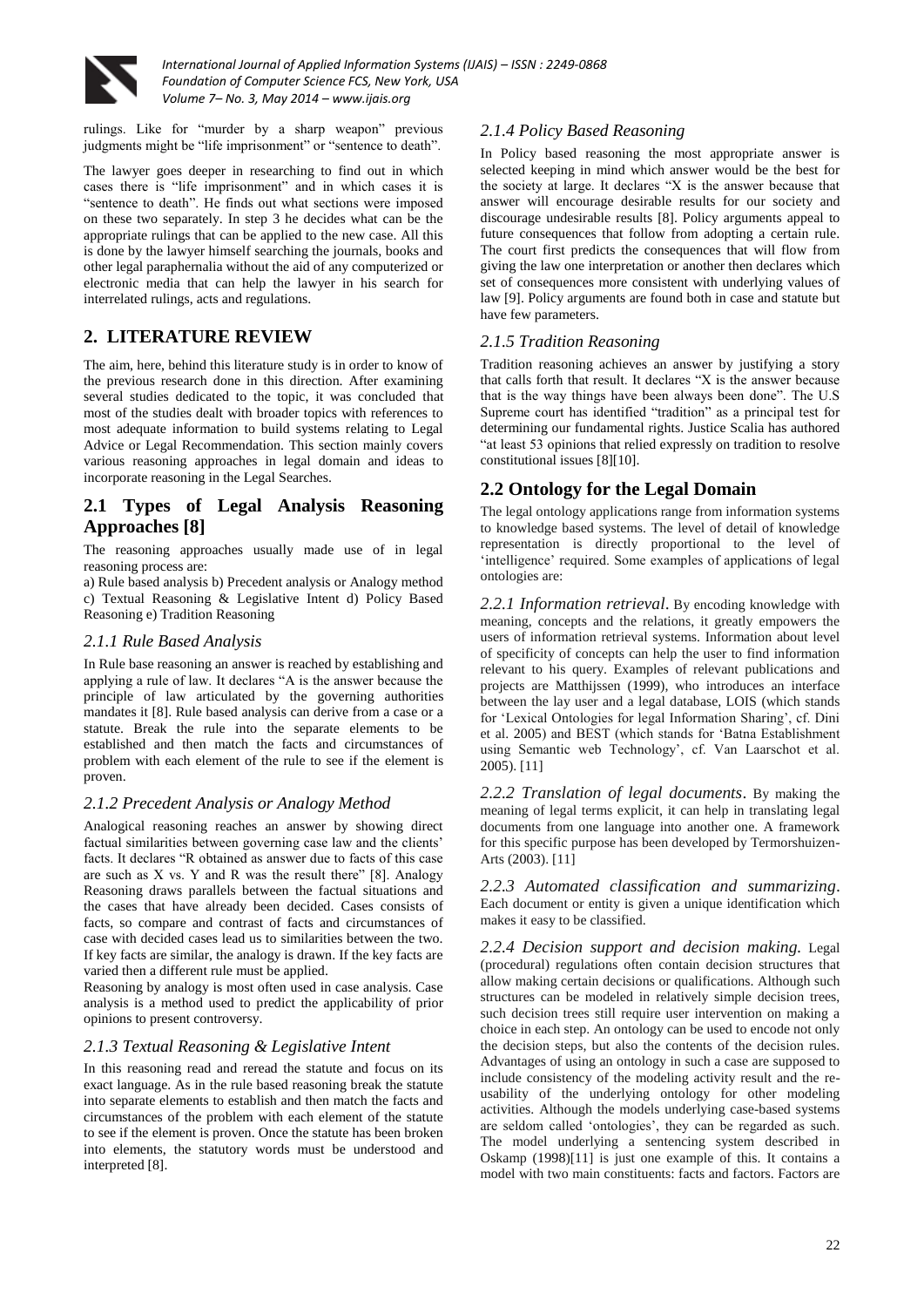rulings. Like for "murder by a sharp weapon" previous judgments might be "life imprisonment" or "sentence to death".

The lawyer goes deeper in researching to find out in which cases there is "life imprisonment" and in which cases it is "sentence to death". He finds out what sections were imposed on these two separately. In step 3 he decides what can be the appropriate rulings that can be applied to the new case. All this is done by the lawyer himself searching the journals, books and other legal paraphernalia without the aid of any computerized or electronic media that can help the lawyer in his search for interrelated rulings, acts and regulations.

# 2. LITERATURE REVIEW

The aim, here, behind this literature study is in order to know of the previous research done in this direction. After examining several studies dedicated to the topic, it was concluded that most of the studies dealt with broader topics with references to most adequate information to build systems relating to Legal Advice or Legal Recommendation. This section mainly covers various reasoning approaches in legal domain and ideas to incorporate reasoning in the Legal Searches.

## 2.1 Types of Legal Analysis Reasoning Approaches [8]

The reasoning approaches usually made use of in legal reasoning process are:

a) Rule based analysis b) Precedent analysis or Analogy method c) Textual Reasoning & Legislative Intent d) Policy Based Reasoning e) Tradition Reasoning

### *2.1.1 Rule Based Analysis*

In Rule base reasoning an answer is reached by establishing and applying a rule of law. It declares "A is the answer because the principle of law articulated by the governing authorities mandates it [8]. Rule based analysis can derive from a case or a statute. Break the rule into the separate elements to be established and then match the facts and circumstances of problem with each element of the rule to see if the element is proven.

### *2.1.2 Precedent Analysis or Analogy Method*

Analogical reasoning reaches an answer by showing direct factual similarities between governing case law and the clients' facts. It declares "R obtained as answer due to facts of this case are such as X vs. Y and R was the result there" [8]. Analogy Reasoning draws parallels between the factual situations and the cases that have already been decided. Cases consists of facts, so compare and contrast of facts and circumstances of case with decided cases lead us to similarities between the two. If key facts are similar, the analogy is drawn. If the key facts are varied then a different rule must be applied.

Reasoning by analogy is most often used in case analysis. Case analysis is a method used to predict the applicability of prior opinions to present controversy.

### *2.1.3 Textual Reasoning & Legislative Intent*

In this reasoning read and reread the statute and focus on its exact language. As in the rule based reasoning break the statute into separate elements to establish and then match the facts and circumstances of the problem with each element of the statute to see if the element is proven. Once the statute has been broken into elements, the statutory words must be understood and interpreted [8].

### *2.1.4 Policy Based Reasoning*

In Policy based reasoning the most appropriate answer is selected keeping in mind which answer would be the best for the society at large. It declares "X is the answer because that answer will encourage desirable results for our society and discourage undesirable results [8]. Policy arguments appeal to future consequences that follow from adopting a certain rule. The court first predicts the consequences that will flow from giving the law one interpretation or another then declares which set of consequences more consistent with underlying values of law [9]. Policy arguments are found both in case and statute but have few parameters.

### *2.1.5 Tradition Reasoning*

Tradition reasoning achieves an answer by justifying a story that calls forth that result. It declares "X is the answer because that is the way things have been always been done". The U.S Supreme court has identified "tradition" as a principal test for determining our fundamental rights. Justice Scalia has authored "at least 53 opinions that relied expressly on tradition to resolve constitutional issues [8][10].

## 2.2 Ontology for the Legal Domain

The legal ontology applications range from information systems to knowledge based systems. The level of detail of knowledge representation is directly proportional to the level of 'intelligence' required. Some examples of applications of legal ontologies are:

*2.2.1 Information retrieval*. By encoding knowledge with meaning, concepts and the relations, it greatly empowers the users of information retrieval systems. Information about level of specificity of concepts can help the user to find information relevant to his query. Examples of relevant publications and projects are Matthijssen (1999), who introduces an interface between the lay user and a legal database, LOIS (which stands for 'Lexical Ontologies for legal Information Sharing', cf. Dini et al. 2005) and BEST (which stands for 'Batna Establishment using Semantic web Technology', cf. Van Laarschot et al. 2005). [11]

*2.2.2 Translation of legal documents*. By making the meaning of legal terms explicit, it can help in translating legal documents from one language into another one. A framework for this specific purpose has been developed by Termorshuizen-Arts (2003). [11]

*2.2.3 Automated classification and summarizing*. Each document or entity is given a unique identification which makes it easy to be classified.

*2.2.4 Decision support and decision making.* Legal (procedural) regulations often contain decision structures that allow making certain decisions or qualifications. Although such structures can be modeled in relatively simple decision trees, such decision trees still require user intervention on making a choice in each step. An ontology can be used to encode not only the decision steps, but also the contents of the decision rules. Advantages of using an ontology in such a case are supposed to include consistency of the modeling activity result and the re-usability of the underlying ontology for other modeling activities. Although the models underlying case-based systems are seldom called 'ontologies', they can be regarded as such. The model underlying a sentencing system described in Oskamp (1998)[11] is just one example of this. It contains a model with two main constituents: facts and factors. Factors are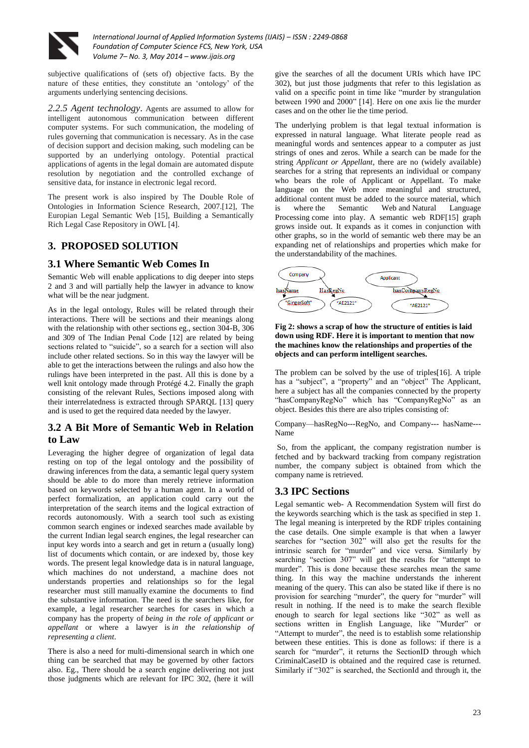subjective qualifications of (sets of) objective facts. By the nature of these entities, they constitute an 'ontology' of the arguments underlying sentencing decisions.

*2.2.5 Agent technology.* Agents are assumed to allow for intelligent autonomous communication between different computer systems. For such communication, the modeling of rules governing that communication is necessary. As in the case of decision support and decision making, such modeling can be supported by an underlying ontology. Potential practical applications of agents in the legal domain are automated dispute resolution by negotiation and the controlled exchange of sensitive data, for instance in electronic legal record.

The present work is also inspired by The Double Role of Ontologies in Information Science Research, 2007.[12], The Europian Legal Semantic Web [15], Building a Semantically Rich Legal Case Repository in OWL [4].

## 3. PROPOSED SOLUTION

### 3.1 Where Semantic Web Comes In

Semantic Web will enable applications to dig deeper into steps 2 and 3 and will partially help the lawyer in advance to know what will be the near judgment.

As in the legal ontology, Rules will be related through their interactions. There will be sections and their meanings along with the relationship with other sections eg., section 304-B, 306 and 309 of The Indian Penal Code [12] are related by being sections related to "suicide", so a search for a section will also include other related sections. So in this way the lawyer will be able to get the interactions between the rulings and also how the rulings have been interpreted in the past. All this is done by a well knit ontology made through Protégé 4.2. Finally the graph consisting of the relevant Rules, Sections imposed along with their interrelatedness is extracted through SPARQL [13] query and is used to get the required data needed by the lawyer.

### 3.2 A Bit More of Semantic Web in Relation to Law

Leveraging the higher degree of organization of legal data resting on top of the legal ontology and the possibility of drawing inferences from the data, a semantic legal query system should be able to do more than merely retrieve information based on keywords selected by a human agent. In a world of perfect formalization, an application could carry out the interpretation of the search items and the logical extraction of records autonomously. With a search tool such as existing common search engines or indexed searches made available by the current Indian legal search engines, the legal researcher can input key words into a search and get in return a (usually long) list of documents which contain, or are indexed by, those key words. The present legal knowledge data is in natural language, which machines do not understand, a machine does not understands properties and relationships so for the legal researcher must still manually examine the documents to find the substantive information. The need is the searchers like, for example, a legal researcher searches for cases in which a company has the property of *being in the role of applicant or appellant* or where a lawyer is *in the relationship of representing a client*.

There is also a need for multi-dimensional search in which one thing can be searched that may be governed by other factors also. Eg., There should be a search engine delivering not just those judgments which are relevant for IPC 302, (here it will give the searches of all the document URIs which have IPC 302), but just those judgments that refer to this legislation as valid on a specific point in time like "murder by strangulation between 1990 and 2000" [14]. Here on one axis lie the murder cases and on the other lie the time period.

The underlying problem is that legal textual information is expressed in natural language. What literate people read as meaningful words and sentences appear to a computer as just strings of ones and zeros. While a search can be made for the string *Applicant or Appellant*, there are no (widely available) searches for a string that represents an individual or company who bears the role of Applicant or Appellant. To make language on the Web more meaningful and structured, additional content must be added to the source material, which is where the Semantic Web and Natural Language Processing come into play. A semantic web RDF[15] graph grows inside out. It expands as it comes in conjunction with other graphs, so in the world of semantic web there may be an expanding net of relationships and properties which make for the understandability of the machines.

Company

hasName

HasRegNo

"GingerSoft"

"AE2121"

Applicant

hasCompanyRegNo

"AE2121"

**Fig 2: shows a scrap of how the structure of entities is laid down using RDF. Here it is important to mention that now the machines know the relationships and properties of the objects and can perform intelligent searches.**

The problem can be solved by the use of triples[16]. A triple has a "subject", a "property" and an "object" The Applicant, here a subject has all the companies connected by the property "hasCompanyRegNo" which has "CompanyRegNo" as an object. Besides this there are also triples consisting of:

Company—hasRegNo---RegNo, and Company--- hasName---Name

So, from the applicant, the company registration number is fetched and by backward tracking from company registration number, the company subject is obtained from which the company name is retrieved.

### 3.3 IPC Sections

Legal semantic web- A Recommendation System will first do the keywords searching which is the task as specified in step 1. The legal meaning is interpreted by the RDF triples containing the case details. One simple example is that when a lawyer searches for "section 302" will also get the results for the intrinsic search for "murder" and vice versa. Similarly by searching "section 307" will get the results for "attempt to murder". This is done because these searches mean the same thing. In this way the machine understands the inherent meaning of the query. This can also be stated like if there is no provision for searching "murder", the query for "murder" will result in nothing. If the need is to make the search flexible enough to search for legal sections like "302" as well as sections written in English Language, like "Murder" or "Attempt to murder", the need is to establish some relationship between these entities. This is done as follows: if there is a search for "murder", it returns the SectionID through which CriminalCaseID is obtained and the required case is returned. Similarly if "302" is searched, the SectionId and through it, the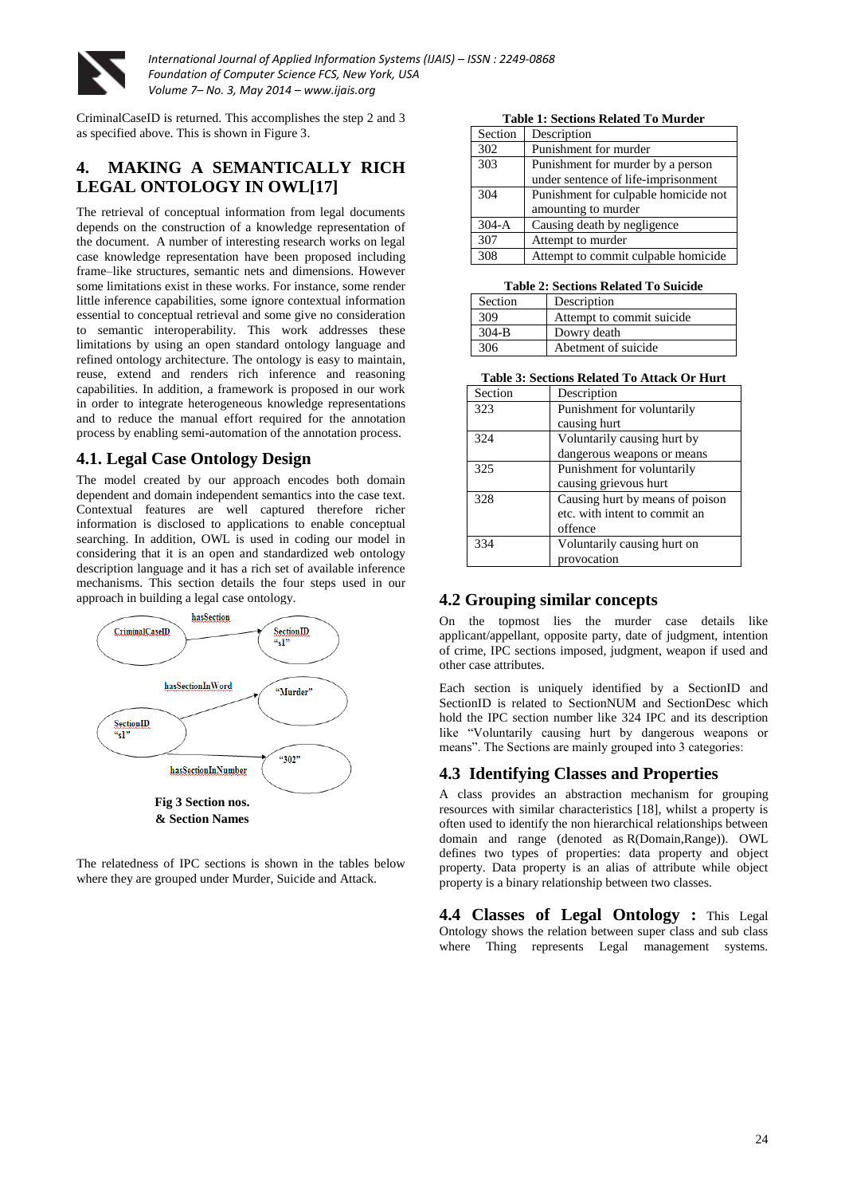CriminalCaseID is returned. This accomplishes the step 2 and 3 as specified above. This is shown in Figure 3.

## 4. MAKING A SEMANTICALLY RICH LEGAL ONTOLOGY IN OWL[17]

The retrieval of conceptual information from legal documents depends on the construction of a knowledge representation of the document. A number of interesting research works on legal case knowledge representation have been proposed including frame–like structures, semantic nets and dimensions. However some limitations exist in these works. For instance, some render little inference capabilities, some ignore contextual information essential to conceptual retrieval and some give no consideration to semantic interoperability. This work addresses these limitations by using an open standard ontology language and refined ontology architecture. The ontology is easy to maintain, reuse, extend and renders rich inference and reasoning capabilities. In addition, a framework is proposed in our work in order to integrate heterogeneous knowledge representations and to reduce the manual effort required for the annotation process by enabling semi-automation of the annotation process.

### 4.1. Legal Case Ontology Design

The model created by our approach encodes both domain dependent and domain independent semantics into the case text. Contextual features are well captured therefore richer information is disclosed to applications to enable conceptual searching. In addition, OWL is used in coding our model in considering that it is an open and standardized web ontology description language and it has a rich set of available inference mechanisms. This section details the four steps used in our approach in building a legal case ontology.

CriminalCaseID
hasSection
SectionID "s1"
hasSectionInWord
"Murder"
SectionID "s1"
"302"
hasSectionInNumber

**Fig 3 Section nos. & Section Names**

The relatedness of IPC sections is shown in the tables below where they are grouped under Murder, Suicide and Attack.

**Table 1: Sections Related To Murder**

| Section | Description |
|---|---|
| 302 | Punishment for murder |
| 303 | Punishment for murder by a person under sentence of life-imprisonment |
| 304 | Punishment for culpable homicide not amounting to murder |
| 304-A | Causing death by negligence |
| 307 | Attempt to murder |
| 308 | Attempt to commit culpable homicide |

**Table 2: Sections Related To Suicide**

| Section | Description |
|---|---|
| 309 | Attempt to commit suicide |
| 304-B | Dowry death |
| 306 | Abetment of suicide |

**Table 3: Sections Related To Attack Or Hurt**

| Section | Description |
|---|---|
| 323 | Punishment for voluntarily causing hurt |
| 324 | Voluntarily causing hurt by dangerous weapons or means |
| 325 | Punishment for voluntarily causing grievous hurt |
| 328 | Causing hurt by means of poison etc. with intent to commit an offence |
| 334 | Voluntarily causing hurt on provocation |

### 4.2 Grouping similar concepts

On the topmost lies the murder case details like applicant/appellant, opposite party, date of judgment, intention of crime, IPC sections imposed, judgment, weapon if used and other case attributes.

Each section is uniquely identified by a SectionID and SectionID is related to SectionNUM and SectionDesc which hold the IPC section number like 324 IPC and its description like "Voluntarily causing hurt by dangerous weapons or means". The Sections are mainly grouped into 3 categories:

### 4.3 Identifying Classes and Properties

A class provides an abstraction mechanism for grouping resources with similar characteristics [18], whilst a property is often used to identify the non hierarchical relationships between domain and range (denoted as R(Domain,Range)). OWL defines two types of properties: data property and object property. Data property is an alias of attribute while object property is a binary relationship between two classes.

**4.4 Classes of Legal Ontology :** This Legal Ontology shows the relation between super class and sub class where Thing represents Legal management systems.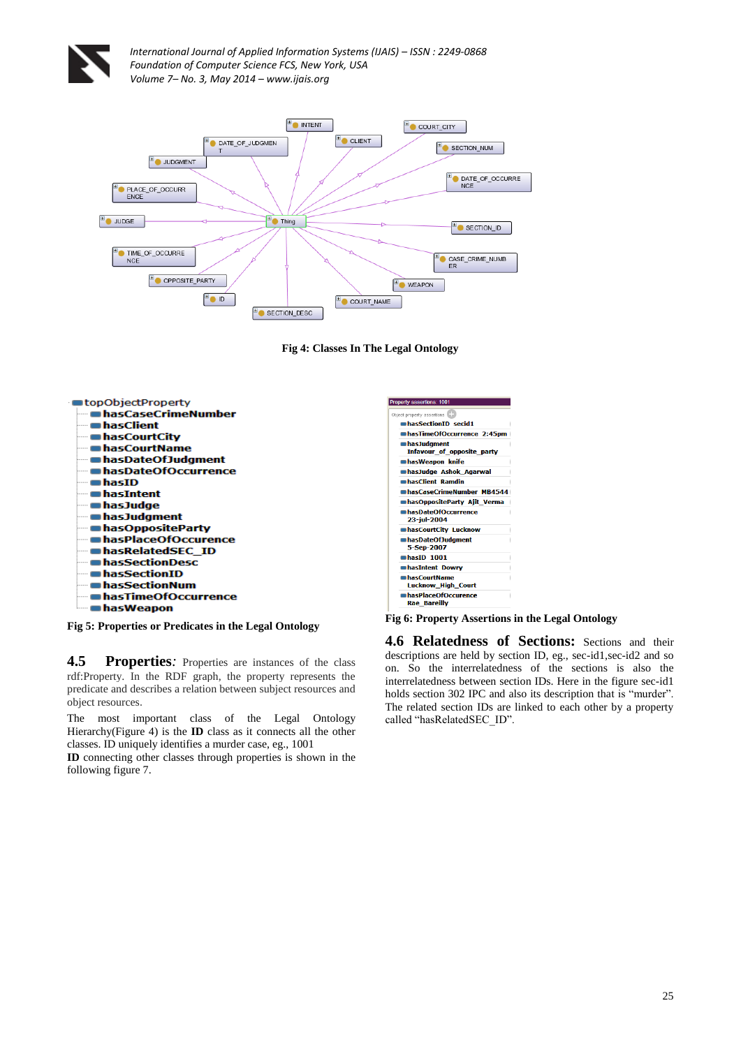INTENT

DATE_OF_JUDGMENT

CLIENT

COURT_CITY

SECTION_NUM

JUDGMENT

DATE_OF_OCCURRENCE

PLACE_OF_OCCURRENCE

JUDGE

Thing

SECTION_ID

TIME_OF_OCCURRENCE

CASE_CRIME_NUMBER

OPPOSITE_PARTY

WEAPON

ID

COURT_NAME

SECTION_DESC

**Fig 4: Classes In The Legal Ontology**

topObjectProperty
- hasCaseCrimeNumber
- hasClient
- hasCourtCity
- hasCourtName
- hasDateOfJudgment
- hasDateOfOccurrence
- hasID
- hasIntent
- hasJudge
- hasJudgment
- hasOppositeParty
- hasPlaceOfOccurence
- hasRelatedSEC_ID
- hasSectionDesc
- hasSectionID
- hasSectionNum
- hasTimeOfOccurrence
- hasWeapon

**Fig 5: Properties or Predicates in the Legal Ontology**

Property assertions: 1001

Object property assertions

- hasSectionID secid1
- hasTimeOfOccurrence 2:45pm
- hasJudgment Infavour_of_opposite_party
- hasWeapon knife
- hasJudge Ashok_Agarwal
- hasClient Ramdin
- hasCaseCrimeNumber MB4544
- hasOppositeParty Ajit_Verma
- hasDateOfOccurrence 23-jul-2004
- hasCourtCity Lucknow
- hasDateOfJudgment 5-Sep-2007
- hasID 1001
- hasIntent Dowry
- hasCourtName Lucknow_High_Court
- hasPlaceOfOccurence Rae_Bareilly

**Fig 6: Property Assertions in the Legal Ontology**

## 4.5 Properties:

Properties are instances of the class rdf:Property. In the RDF graph, the property represents the predicate and describes a relation between subject resources and object resources.

The most important class of the Legal Ontology Hierarchy(Figure 4) is the **ID** class as it connects all the other classes. ID uniquely identifies a murder case, eg., 1001
**ID** connecting other classes through properties is shown in the following figure 7.

## 4.6 Relatedness of Sections:

Sections and their descriptions are held by section ID, eg., sec-id1,sec-id2 and so on. So the interrelatedness of the sections is also the interrelatedness between section IDs. Here in the figure sec-id1 holds section 302 IPC and also its description that is "murder". The related section IDs are linked to each other by a property called "hasRelatedSEC_ID".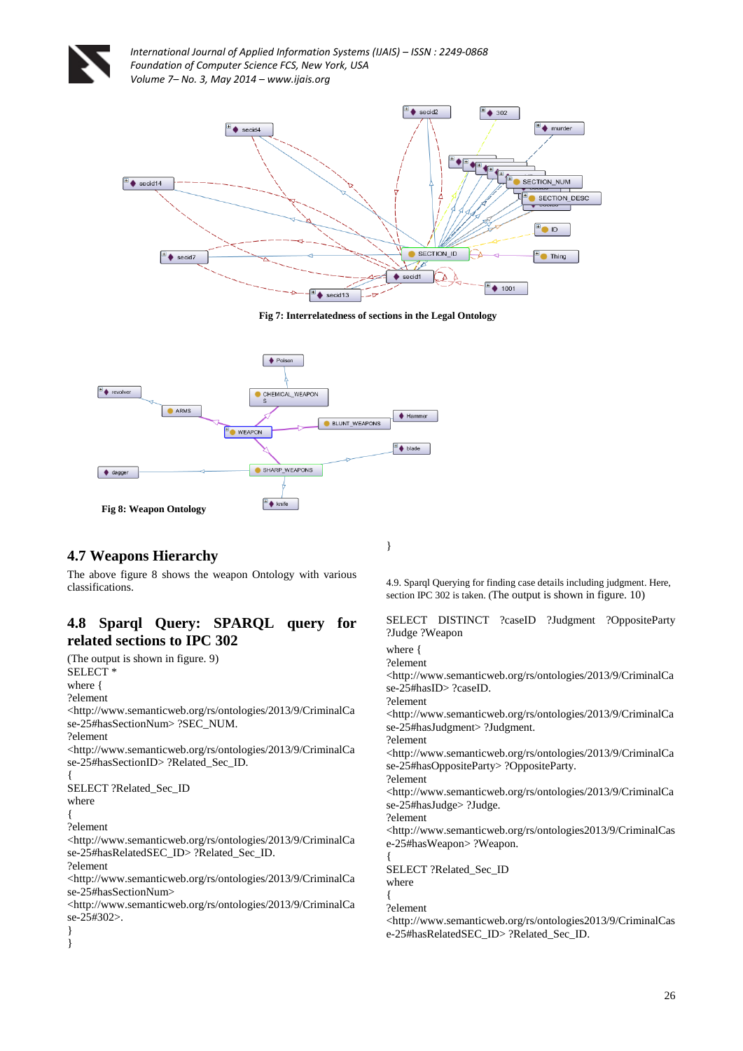Fig 7: Interrelatedness of sections in the Legal Ontology

Fig 8: Weapon Ontology

## 4.7 Weapons Hierarchy

The above figure 8 shows the weapon Ontology with various classifications.

## 4.8 Sparql Query: SPARQL query for related sections to IPC 302

(The output is shown in figure. 9)

```
SELECT *
where {
?element
<http://www.semanticweb.org/rs/ontologies/2013/9/CriminalCase-25#hasSectionNum> ?SEC_NUM.
?element
<http://www.semanticweb.org/rs/ontologies/2013/9/CriminalCase-25#hasSectionID> ?Related_Sec_ID.
{
SELECT ?Related_Sec_ID
where
{
?element
<http://www.semanticweb.org/rs/ontologies/2013/9/CriminalCase-25#hasRelatedSEC_ID> ?Related_Sec_ID.
?element
<http://www.semanticweb.org/rs/ontologies/2013/9/CriminalCase-25#hasSectionNum>
<http://www.semanticweb.org/rs/ontologies/2013/9/CriminalCase-25#302>.
}
}
}
```

4.9. Sparql Querying for finding case details including judgment. Here, section IPC 302 is taken. (The output is shown in figure. 10)

```
SELECT DISTINCT ?caseID ?Judgment ?OppositeParty ?Judge ?Weapon
where {
?element
<http://www.semanticweb.org/rs/ontologies/2013/9/CriminalCase-25#hasID> ?caseID.
?element
<http://www.semanticweb.org/rs/ontologies/2013/9/CriminalCase-25#hasJudgment> ?Judgment.
?element
<http://www.semanticweb.org/rs/ontologies/2013/9/CriminalCase-25#hasOppositeParty> ?OppositeParty.
?element
<http://www.semanticweb.org/rs/ontologies/2013/9/CriminalCase-25#hasJudge> ?Judge.
?element
<http://www.semanticweb.org/rs/ontologies2013/9/CriminalCase-25#hasWeapon> ?Weapon.
{
SELECT ?Related_Sec_ID
where
{
?element
<http://www.semanticweb.org/rs/ontologies2013/9/CriminalCase-25#hasRelatedSEC_ID> ?Related_Sec_ID.
```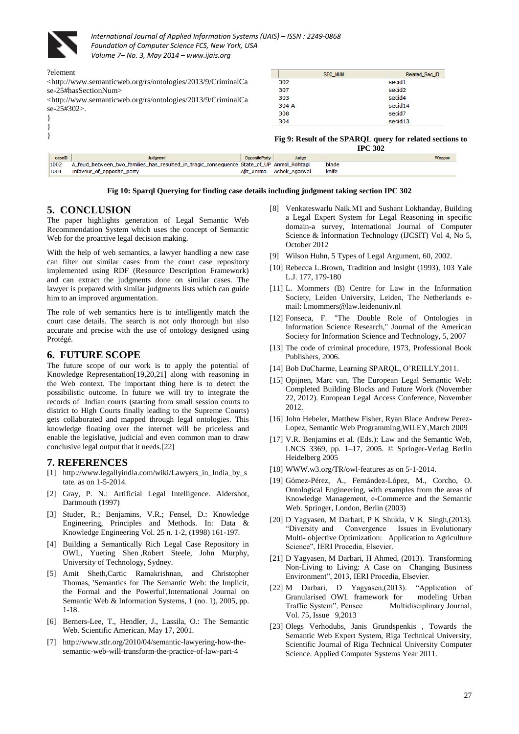```
?element
<http://www.semanticweb.org/rs/ontologies/2013/9/CriminalCase-25#hasSectionNum>
<http://www.semanticweb.org/rs/ontologies/2013/9/CriminalCase-25#302>.
}
}
}
```

| SEC_NUM | Related_Sec_D |
|---|---|
| 302 | secid1 |
| 307 | secid2 |
| 303 | secid4 |
| 304-A | secid14 |
| 308 | secid7 |
| 304 | secid13 |

**Fig 9: Result of the SPARQL query for related sections to IPC 302**

| caseID | Judgment | OppositeParty | Judge | Weapon |
|---|---|---|---|---|
| 1002 | A_feud_between_two_families_has_resulted_in_tragic_consequence | State_of_UP | Anmol_Rohtagi | blade |
| 1001 | Infavour_of_opposite_party | Ajit_Verma | Ashok_Agarwal | knife |

**Fig 10: Sparql Querying for finding case details including judgment taking section IPC 302**

## 5. CONCLUSION

The paper highlights generation of Legal Semantic Web Recommendation System which uses the concept of Semantic Web for the proactive legal decision making.

With the help of web semantics, a lawyer handling a new case can filter out similar cases from the court case repository implemented using RDF (Resource Description Framework) and can extract the judgments done on similar cases. The lawyer is prepared with similar judgments lists which can guide him to an improved argumentation.

The role of web semantics here is to intelligently match the court case details. The search is not only thorough but also accurate and precise with the use of ontology designed using Protégé.

## 6. FUTURE SCOPE

The future scope of our work is to apply the potential of Knowledge Representation[19,20,21] along with reasoning in the Web context. The important thing here is to detect the possibilistic outcome. In future we will try to integrate the records of Indian courts (starting from small session courts to district to High Courts finally leading to the Supreme Courts) gets collaborated and mapped through legal ontologies. This knowledge floating over the internet will be priceless and enable the legislative, judicial and even common man to draw conclusive legal output that it needs.[22]

## 7. REFERENCES

[1] http://www.legallyindia.com/wiki/Lawyers_in_India_by_state. as on 1-5-2014.

[2] Gray, P. N.: Artificial Legal Intelligence. Aldershot, Dartmouth (1997)

[3] Studer, R.; Benjamins, V.R.; Fensel, D.: Knowledge Engineering, Principles and Methods. In: Data & Knowledge Engineering 25 n. 1-2, (1998) 161-197.

[4] Building a Semantically Rich Legal Case Repository in OWL, Yueting Shen ,Robert Steele, John Murphy, University of Technology, Sydney.

[5] Amit Sheth,Cartic Ramakrishnan, and Christopher Thomas, 'Semantics for The Semantic Web: the Implicit, the Formal and the Powerful',International Journal on Semantic Web & Information Systems, 1 (no. 1), 2005, pp. 1-18.

[6] Berners-Lee, T., Hendler, J., Lassila, O.: The Semantic Web. Scientific American, May 17, 2001.

[7] http://www.stlr.org/2010/04/semantic-lawyering-how-the-semantic-web-will-transform-the-practice-of-law-part-4

[8] Venkateswarlu Naik.M1 and Sushant Lokhanday, Building a Legal Expert System for Legal Reasoning in specific domain-a survey, International Journal of Computer Science & Information Technology (IJCSIT) Vol 4, No 5, October 2012

[9] Wilson Huhn, 5 Types of Legal Argument, 60, 2002.

[10] Rebecca L.Brown, Tradition and Insight (1993), 103 Yale L.J. 177, 179-180

[11] L. Mommers (B) Centre for Law in the Information Society, Leiden University, Leiden, The Netherlands e-mail: l.mommers@law.leidenuniv.nl

[12] Fonseca, F. "The Double Role of Ontologies in Information Science Research," Journal of the American Society for Information Science and Technology, 5, 2007

[13] The code of criminal procedure, 1973, Professional Book Publishers, 2006.

[14] Bob DuCharme, Learning SPARQL, O'REILLY,2011.

[15] Opijnen, Marc van, The European Legal Semantic Web: Completed Building Blocks and Future Work (November 22, 2012). European Legal Access Conference, November 2012.

[16] John Hebeler, Matthew Fisher, Ryan Blace Andrew Perez-Lopez, Semantic Web Programming,WILEY,March 2009

[17] V.R. Benjamins et al. (Eds.): Law and the Semantic Web, LNCS 3369, pp. 1–17, 2005. © Springer-Verlag Berlin Heidelberg 2005

[18] WWW.w3.org/TR/owl-features as on 5-1-2014.

[19] Gómez-Pérez, A., Fernández-López, M., Corcho, O. Ontological Engineering, with examples from the areas of Knowledge Management, e-Commerce and the Semantic Web. Springer, London, Berlin (2003)

[20] D Yagyasen, M Darbari, P K Shukla, V K Singh,(2013). "Diversity and Convergence Issues in Evolutionary Multi- objective Optimization: Application to Agriculture Science", IERI Procedia, Elsevier.

[21] D Yagyasen, M Darbari, H Ahmed, (2013). Transforming Non-Living to Living: A Case on Changing Business Environment", 2013, IERI Procedia, Elsevier.

[22] M Darbari, D Yagyasen,(2013). "Application of Granularised OWL framework for modeling Urban Traffic System", Pensee Multidisciplinary Journal, Vol. 75, Issue 9,2013

[23] Olegs Verhodubs, Janis Grundspenkis , Towards the Semantic Web Expert System, Riga Technical University, Scientific Journal of Riga Technical University Computer Science. Applied Computer Systems Year 2011.